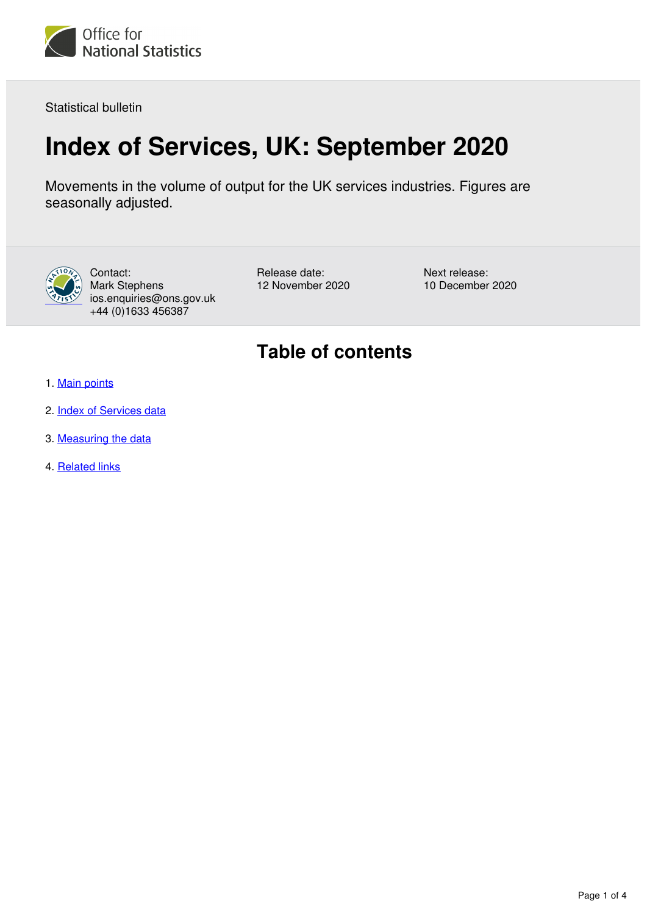Statistical bulletin

# Index of Services, UK: September 2020

Movements in the volume of output for the UK services industries. Figures are seasonally adjusted.

Contact:
Mark Stephens
ios.enquiries@ons.gov.uk
+44 (0)1633 456387

Release date:
12 November 2020

Next release:
10 December 2020

## Table of contents

1. Main points
2. Index of Services data
3. Measuring the data
4. Related links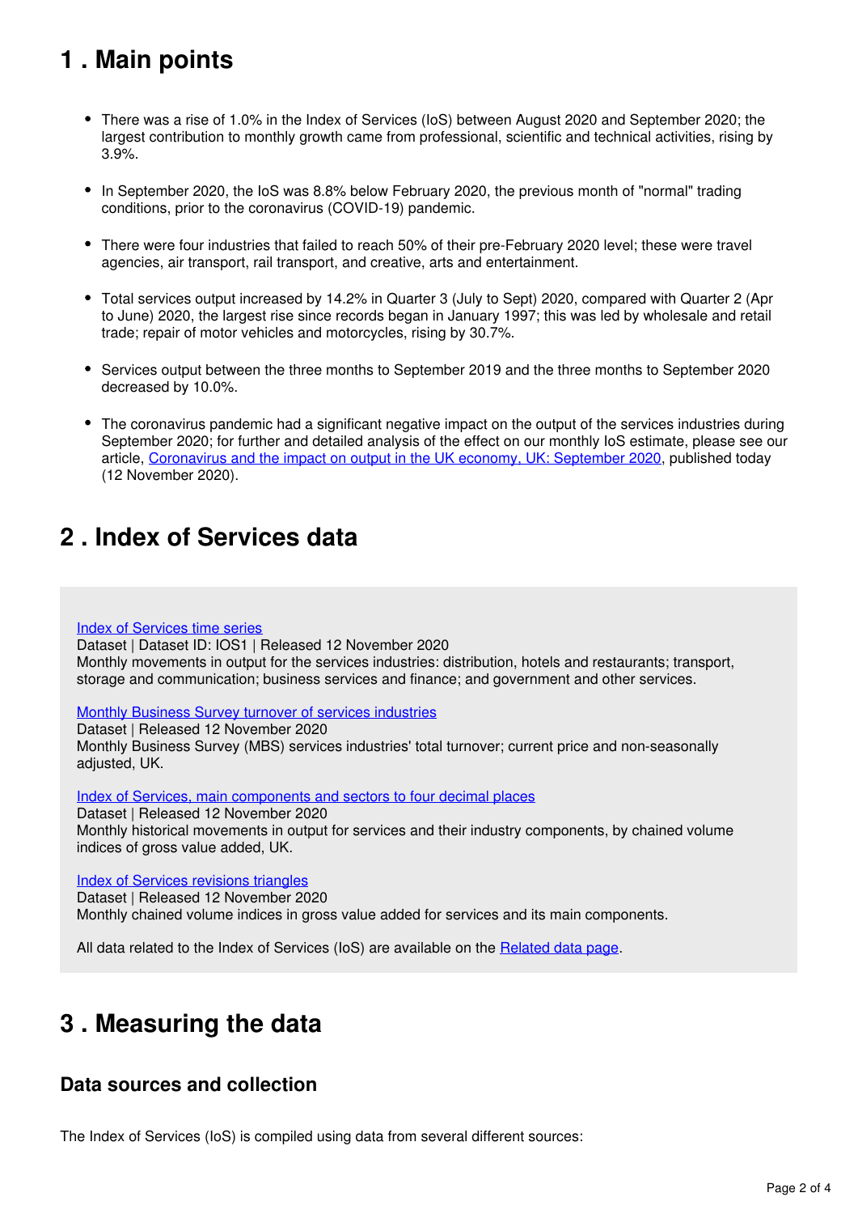## 1 . Main points

- There was a rise of 1.0% in the Index of Services (IoS) between August 2020 and September 2020; the largest contribution to monthly growth came from professional, scientific and technical activities, rising by 3.9%.
- In September 2020, the IoS was 8.8% below February 2020, the previous month of "normal" trading conditions, prior to the coronavirus (COVID-19) pandemic.
- There were four industries that failed to reach 50% of their pre-February 2020 level; these were travel agencies, air transport, rail transport, and creative, arts and entertainment.
- Total services output increased by 14.2% in Quarter 3 (July to Sept) 2020, compared with Quarter 2 (Apr to June) 2020, the largest rise since records began in January 1997; this was led by wholesale and retail trade; repair of motor vehicles and motorcycles, rising by 30.7%.
- Services output between the three months to September 2019 and the three months to September 2020 decreased by 10.0%.
- The coronavirus pandemic had a significant negative impact on the output of the services industries during September 2020; for further and detailed analysis of the effect on our monthly IoS estimate, please see our article, Coronavirus and the impact on output in the UK economy, UK: September 2020, published today (12 November 2020).

## 2 . Index of Services data

Index of Services time series
Dataset | Dataset ID: IOS1 | Released 12 November 2020
Monthly movements in output for the services industries: distribution, hotels and restaurants; transport, storage and communication; business services and finance; and government and other services.

Monthly Business Survey turnover of services industries
Dataset | Released 12 November 2020
Monthly Business Survey (MBS) services industries' total turnover; current price and non-seasonally adjusted, UK.

Index of Services, main components and sectors to four decimal places
Dataset | Released 12 November 2020
Monthly historical movements in output for services and their industry components, by chained volume indices of gross value added, UK.

Index of Services revisions triangles
Dataset | Released 12 November 2020
Monthly chained volume indices in gross value added for services and its main components.

All data related to the Index of Services (IoS) are available on the Related data page.

## 3 . Measuring the data

### Data sources and collection

The Index of Services (IoS) is compiled using data from several different sources: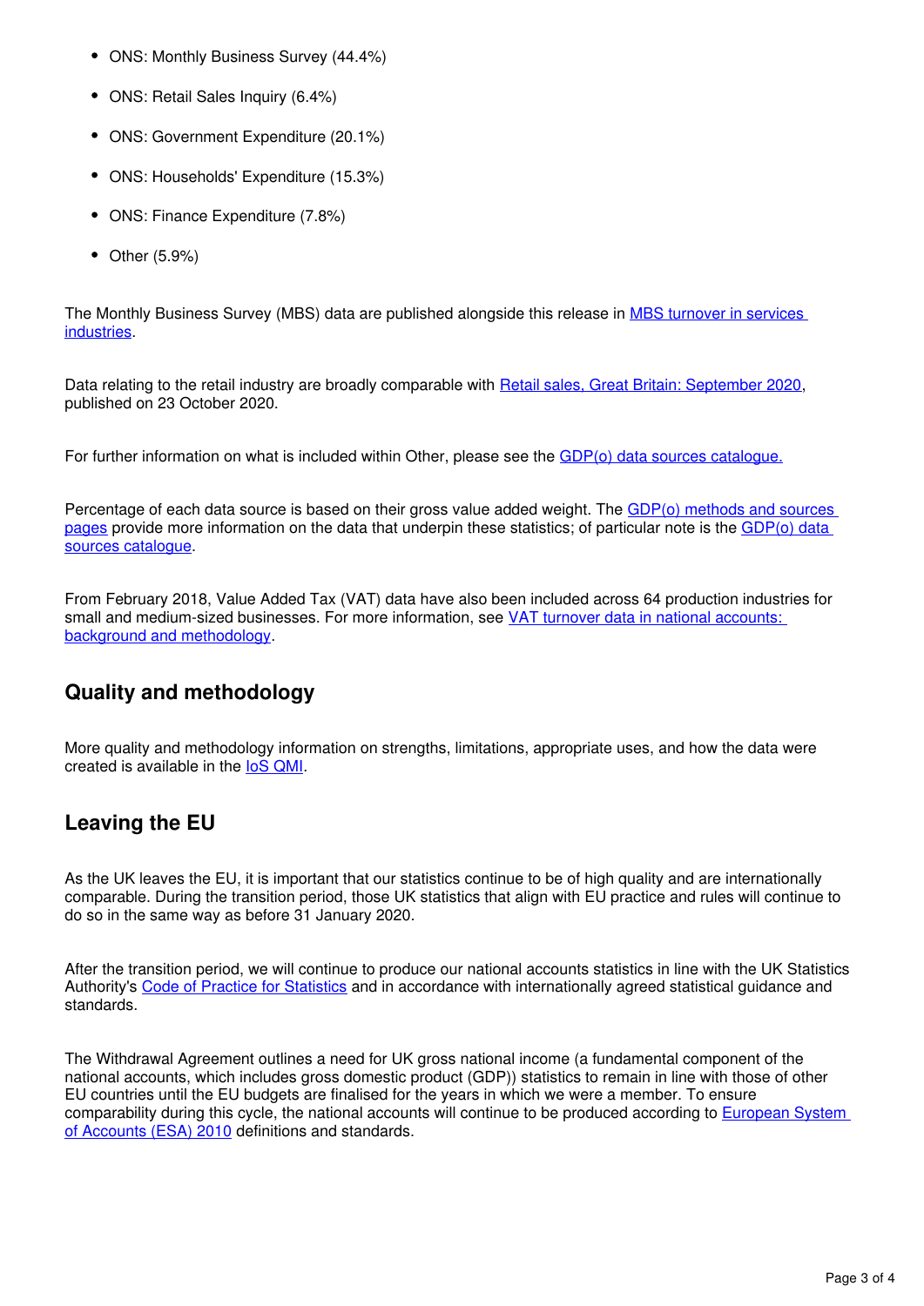- ONS: Monthly Business Survey (44.4%)
- ONS: Retail Sales Inquiry (6.4%)
- ONS: Government Expenditure (20.1%)
- ONS: Households' Expenditure (15.3%)
- ONS: Finance Expenditure (7.8%)
- Other (5.9%)

The Monthly Business Survey (MBS) data are published alongside this release in MBS turnover in services industries.

Data relating to the retail industry are broadly comparable with Retail sales, Great Britain: September 2020, published on 23 October 2020.

For further information on what is included within Other, please see the GDP(o) data sources catalogue.

Percentage of each data source is based on their gross value added weight. The GDP(o) methods and sources pages provide more information on the data that underpin these statistics; of particular note is the GDP(o) data sources catalogue.

From February 2018, Value Added Tax (VAT) data have also been included across 64 production industries for small and medium-sized businesses. For more information, see VAT turnover data in national accounts: background and methodology.

## Quality and methodology

More quality and methodology information on strengths, limitations, appropriate uses, and how the data were created is available in the IoS QMI.

## Leaving the EU

As the UK leaves the EU, it is important that our statistics continue to be of high quality and are internationally comparable. During the transition period, those UK statistics that align with EU practice and rules will continue to do so in the same way as before 31 January 2020.

After the transition period, we will continue to produce our national accounts statistics in line with the UK Statistics Authority's Code of Practice for Statistics and in accordance with internationally agreed statistical guidance and standards.

The Withdrawal Agreement outlines a need for UK gross national income (a fundamental component of the national accounts, which includes gross domestic product (GDP)) statistics to remain in line with those of other EU countries until the EU budgets are finalised for the years in which we were a member. To ensure comparability during this cycle, the national accounts will continue to be produced according to European System of Accounts (ESA) 2010 definitions and standards.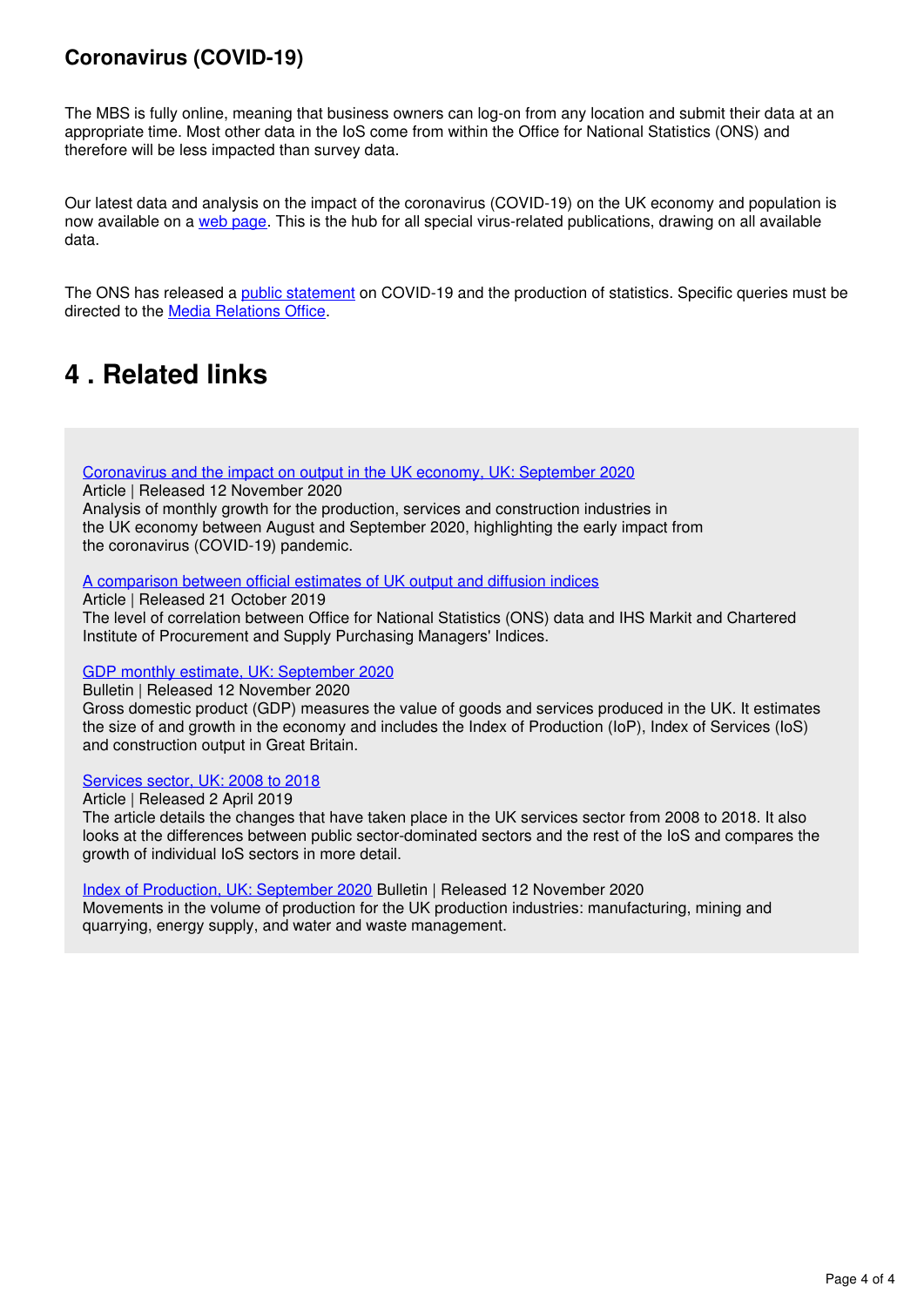### Coronavirus (COVID-19)

The MBS is fully online, meaning that business owners can log-on from any location and submit their data at an appropriate time. Most other data in the IoS come from within the Office for National Statistics (ONS) and therefore will be less impacted than survey data.

Our latest data and analysis on the impact of the coronavirus (COVID-19) on the UK economy and population is now available on a web page. This is the hub for all special virus-related publications, drawing on all available data.

The ONS has released a public statement on COVID-19 and the production of statistics. Specific queries must be directed to the Media Relations Office.

## 4 . Related links

Coronavirus and the impact on output in the UK economy, UK: September 2020
Article | Released 12 November 2020
Analysis of monthly growth for the production, services and construction industries in the UK economy between August and September 2020, highlighting the early impact from the coronavirus (COVID-19) pandemic.

A comparison between official estimates of UK output and diffusion indices
Article | Released 21 October 2019
The level of correlation between Office for National Statistics (ONS) data and IHS Markit and Chartered Institute of Procurement and Supply Purchasing Managers' Indices.

GDP monthly estimate, UK: September 2020
Bulletin | Released 12 November 2020
Gross domestic product (GDP) measures the value of goods and services produced in the UK. It estimates the size of and growth in the economy and includes the Index of Production (IoP), Index of Services (IoS) and construction output in Great Britain.

Services sector, UK: 2008 to 2018
Article | Released 2 April 2019
The article details the changes that have taken place in the UK services sector from 2008 to 2018. It also looks at the differences between public sector-dominated sectors and the rest of the IoS and compares the growth of individual IoS sectors in more detail.

Index of Production, UK: September 2020 Bulletin | Released 12 November 2020
Movements in the volume of production for the UK production industries: manufacturing, mining and quarrying, energy supply, and water and waste management.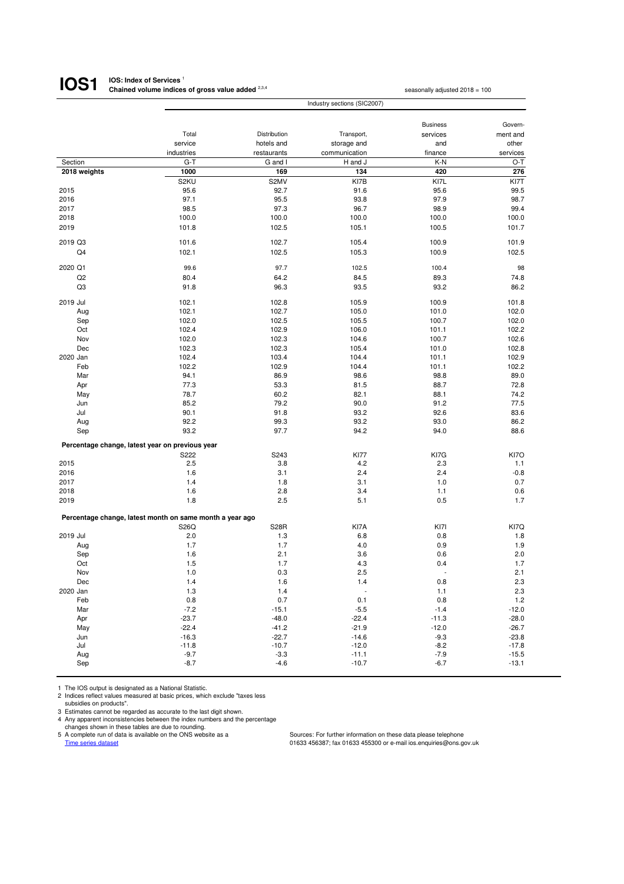# IOS1

**IOS: Index of Services** [1]
**Chained volume indices of gross value added** [2,3,4]

seasonally adjusted 2018 = 100

| | Industry sections (SIC2007) | | | | |
|---|---|---|---|---|---|
| | Total service industries | Distribution hotels and restaurants | Transport, storage and communication | Business services and finance | Government and other services |
| Section | G-T | G and I | H and J | K-N | O-T |
| **2018 weights** | **1000** | **169** | **134** | **420** | **276** |
| | S2KU | S2MV | KI7B | KI7L | KI7T |
| 2015 | 95.6 | 92.7 | 91.6 | 95.6 | 99.5 |
| 2016 | 97.1 | 95.5 | 93.8 | 97.9 | 98.7 |
| 2017 | 98.5 | 97.3 | 96.7 | 98.9 | 99.4 |
| 2018 | 100.0 | 100.0 | 100.0 | 100.0 | 100.0 |
| 2019 | 101.8 | 102.5 | 105.1 | 100.5 | 101.7 |
| 2019 Q3 | 101.6 | 102.7 | 105.4 | 100.9 | 101.9 |
| Q4 | 102.1 | 102.5 | 105.3 | 100.9 | 102.5 |
| 2020 Q1 | 99.6 | 97.7 | 102.5 | 100.4 | 98 |
| Q2 | 80.4 | 64.2 | 84.5 | 89.3 | 74.8 |
| Q3 | 91.8 | 96.3 | 93.5 | 93.2 | 86.2 |
| 2019 Jul | 102.1 | 102.8 | 105.9 | 100.9 | 101.8 |
| Aug | 102.1 | 102.7 | 105.0 | 101.0 | 102.0 |
| Sep | 102.0 | 102.5 | 105.5 | 100.7 | 102.0 |
| Oct | 102.4 | 102.9 | 106.0 | 101.1 | 102.2 |
| Nov | 102.0 | 102.3 | 104.6 | 100.7 | 102.6 |
| Dec | 102.3 | 102.3 | 105.4 | 101.0 | 102.8 |
| 2020 Jan | 102.4 | 103.4 | 104.4 | 101.1 | 102.9 |
| Feb | 102.2 | 102.9 | 104.4 | 101.1 | 102.2 |
| Mar | 94.1 | 86.9 | 98.6 | 98.8 | 89.0 |
| Apr | 77.3 | 53.3 | 81.5 | 88.7 | 72.8 |
| May | 78.7 | 60.2 | 82.1 | 88.1 | 74.2 |
| Jun | 85.2 | 79.2 | 90.0 | 91.2 | 77.5 |
| Jul | 90.1 | 91.8 | 93.2 | 92.6 | 83.6 |
| Aug | 92.2 | 99.3 | 93.2 | 93.0 | 86.2 |
| Sep | 93.2 | 97.7 | 94.2 | 94.0 | 88.6 |
| **Percentage change, latest year on previous year** | | | | | |
| | S222 | S243 | KI77 | KI7G | KI7O |
| 2015 | 2.5 | 3.8 | 4.2 | 2.3 | 1.1 |
| 2016 | 1.6 | 3.1 | 2.4 | 2.4 | -0.8 |
| 2017 | 1.4 | 1.8 | 3.1 | 1.0 | 0.7 |
| 2018 | 1.6 | 2.8 | 3.4 | 1.1 | 0.6 |
| 2019 | 1.8 | 2.5 | 5.1 | 0.5 | 1.7 |
| **Percentage change, latest month on same month a year ago** | | | | | |
| | S26Q | S28R | KI7A | KI7I | KI7Q |
| 2019 Jul | 2.0 | 1.3 | 6.8 | 0.8 | 1.8 |
| Aug | 1.7 | 1.7 | 4.0 | 0.9 | 1.9 |
| Sep | 1.6 | 2.1 | 3.6 | 0.6 | 2.0 |
| Oct | 1.5 | 1.7 | 4.3 | 0.4 | 1.7 |
| Nov | 1.0 | 0.3 | 2.5 | - | 2.1 |
| Dec | 1.4 | 1.6 | 1.4 | 0.8 | 2.3 |
| 2020 Jan | 1.3 | 1.4 | - | 1.1 | 2.3 |
| Feb | 0.8 | 0.7 | 0.1 | 0.8 | 1.2 |
| Mar | -7.2 | -15.1 | -5.5 | -1.4 | -12.0 |
| Apr | -23.7 | -48.0 | -22.4 | -11.3 | -28.0 |
| May | -22.4 | -41.2 | -21.9 | -12.0 | -26.7 |
| Jun | -16.3 | -22.7 | -14.6 | -9.3 | -23.8 |
| Jul | -11.8 | -10.7 | -12.0 | -8.2 | -17.8 |
| Aug | -9.7 | -3.3 | -11.1 | -7.9 | -15.5 |
| Sep | -8.7 | -4.6 | -10.7 | -6.7 | -13.1 |

1 The IOS output is designated as a National Statistic.
2 Indices reflect values measured at basic prices, which exclude "taxes less subsidies on products".
3 Estimates cannot be regarded as accurate to the last digit shown.
4 Any apparent inconsistencies between the index numbers and the percentage changes shown in these tables are due to rounding.
5 A complete run of data is available on the ONS website as a Time series dataset

Sources: For further information on these data please telephone 01633 456387; fax 01633 455300 or e-mail ios.enquiries@ons.gov.uk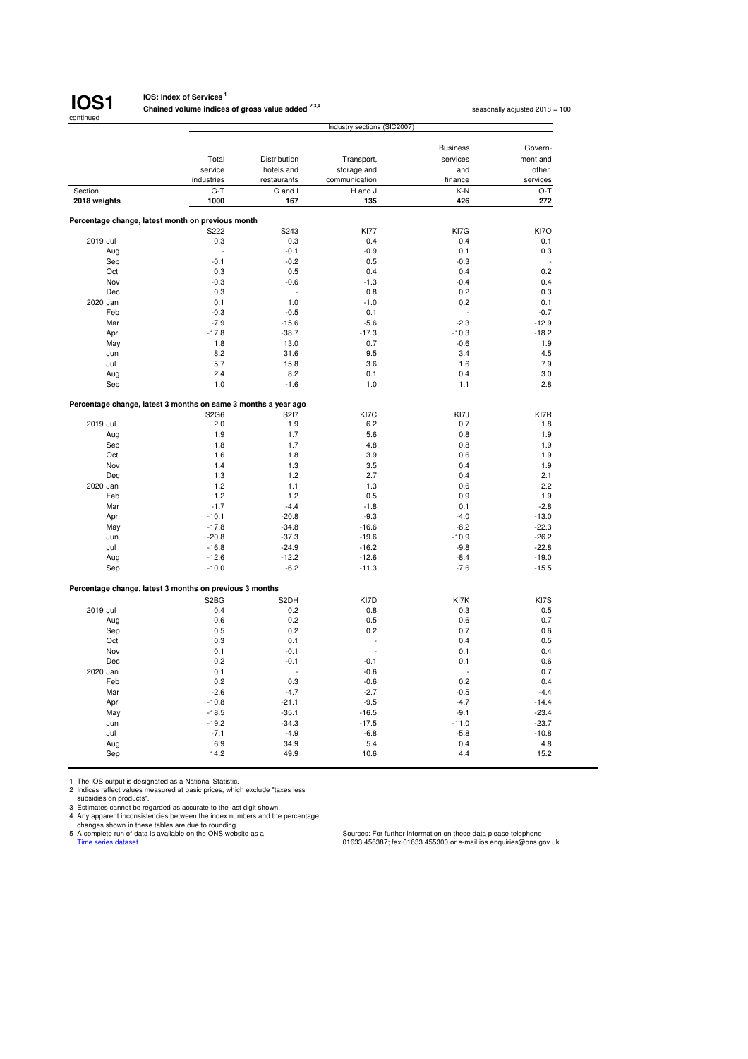**IOS1** continued

**IOS: Index of Services** [1]

**Chained volume indices of gross value added** [2,3,4]

seasonally adjusted 2018 = 100

| | Industry sections (SIC2007) | | | | |
|---|---|---|---|---|---|
| | Total service industries | Distribution hotels and restaurants | Transport, storage and communication | Business services and finance | Government and other services |
| Section | G-T | G and I | H and J | K-N | O-T |
| **2018 weights** | **1000** | **167** | **135** | **426** | **272** |
| **Percentage change, latest month on previous month** | | | | | |
| | S222 | S243 | KI77 | KI7G | KI7O |
| 2019 Jul | 0.3 | 0.3 | 0.4 | 0.4 | 0.1 |
| Aug | - | -0.1 | -0.9 | 0.1 | 0.3 |
| Sep | -0.1 | -0.2 | 0.5 | -0.3 | - |
| Oct | 0.3 | 0.5 | 0.4 | 0.4 | 0.2 |
| Nov | -0.3 | -0.6 | -1.3 | -0.4 | 0.4 |
| Dec | 0.3 | - | 0.8 | 0.2 | 0.3 |
| 2020 Jan | 0.1 | 1.0 | -1.0 | 0.2 | 0.1 |
| Feb | -0.3 | -0.5 | 0.1 | - | -0.7 |
| Mar | -7.9 | -15.6 | -5.6 | -2.3 | -12.9 |
| Apr | -17.8 | -38.7 | -17.3 | -10.3 | -18.2 |
| May | 1.8 | 13.0 | 0.7 | -0.6 | 1.9 |
| Jun | 8.2 | 31.6 | 9.5 | 3.4 | 4.5 |
| Jul | 5.7 | 15.8 | 3.6 | 1.6 | 7.9 |
| Aug | 2.4 | 8.2 | 0.1 | 0.4 | 3.0 |
| Sep | 1.0 | -1.6 | 1.0 | 1.1 | 2.8 |
| **Percentage change, latest 3 months on same 3 months a year ago** | | | | | |
| | S2G6 | S2I7 | KI7C | KI7J | KI7R |
| 2019 Jul | 2.0 | 1.9 | 6.2 | 0.7 | 1.8 |
| Aug | 1.9 | 1.7 | 5.6 | 0.8 | 1.9 |
| Sep | 1.8 | 1.7 | 4.8 | 0.8 | 1.9 |
| Oct | 1.6 | 1.8 | 3.9 | 0.6 | 1.9 |
| Nov | 1.4 | 1.3 | 3.5 | 0.4 | 1.9 |
| Dec | 1.3 | 1.2 | 2.7 | 0.4 | 2.1 |
| 2020 Jan | 1.2 | 1.1 | 1.3 | 0.6 | 2.2 |
| Feb | 1.2 | 1.2 | 0.5 | 0.9 | 1.9 |
| Mar | -1.7 | -4.4 | -1.8 | 0.1 | -2.8 |
| Apr | -10.1 | -20.8 | -9.3 | -4.0 | -13.0 |
| May | -17.8 | -34.8 | -16.6 | -8.2 | -22.3 |
| Jun | -20.8 | -37.3 | -19.6 | -10.9 | -26.2 |
| Jul | -16.8 | -24.9 | -16.2 | -9.8 | -22.8 |
| Aug | -12.6 | -12.2 | -12.6 | -8.4 | -19.0 |
| Sep | -10.0 | -6.2 | -11.3 | -7.6 | -15.5 |
| **Percentage change, latest 3 months on previous 3 months** | | | | | |
| | S2BG | S2DH | KI7D | KI7K | KI7S |
| 2019 Jul | 0.4 | 0.2 | 0.8 | 0.3 | 0.5 |
| Aug | 0.6 | 0.2 | 0.5 | 0.6 | 0.7 |
| Sep | 0.5 | 0.2 | 0.2 | 0.7 | 0.6 |
| Oct | 0.3 | 0.1 | - | 0.4 | 0.5 |
| Nov | 0.1 | -0.1 | - | 0.1 | 0.4 |
| Dec | 0.2 | -0.1 | -0.1 | 0.1 | 0.6 |
| 2020 Jan | 0.1 | - | -0.6 | - | 0.7 |
| Feb | 0.2 | 0.3 | -0.6 | 0.2 | 0.4 |
| Mar | -2.6 | -4.7 | -2.7 | -0.5 | -4.4 |
| Apr | -10.8 | -21.1 | -9.5 | -4.7 | -14.4 |
| May | -18.5 | -35.1 | -16.5 | -9.1 | -23.4 |
| Jun | -19.2 | -34.3 | -17.5 | -11.0 | -23.7 |
| Jul | -7.1 | -4.9 | -6.8 | -5.8 | -10.8 |
| Aug | 6.9 | 34.9 | 5.4 | 0.4 | 4.8 |
| Sep | 14.2 | 49.9 | 10.6 | 4.4 | 15.2 |

1 The IOS output is designated as a National Statistic.
2 Indices reflect values measured at basic prices, which exclude "taxes less subsidies on products".
3 Estimates cannot be regarded as accurate to the last digit shown.
4 Any apparent inconsistencies between the index numbers and the percentage changes shown in these tables are due to rounding.
5 A complete run of data is available on the ONS website as a Time series dataset

Sources: For further information on these data please telephone 01633 456387; fax 01633 455300 or e-mail ios.enquiries@ons.gov.uk